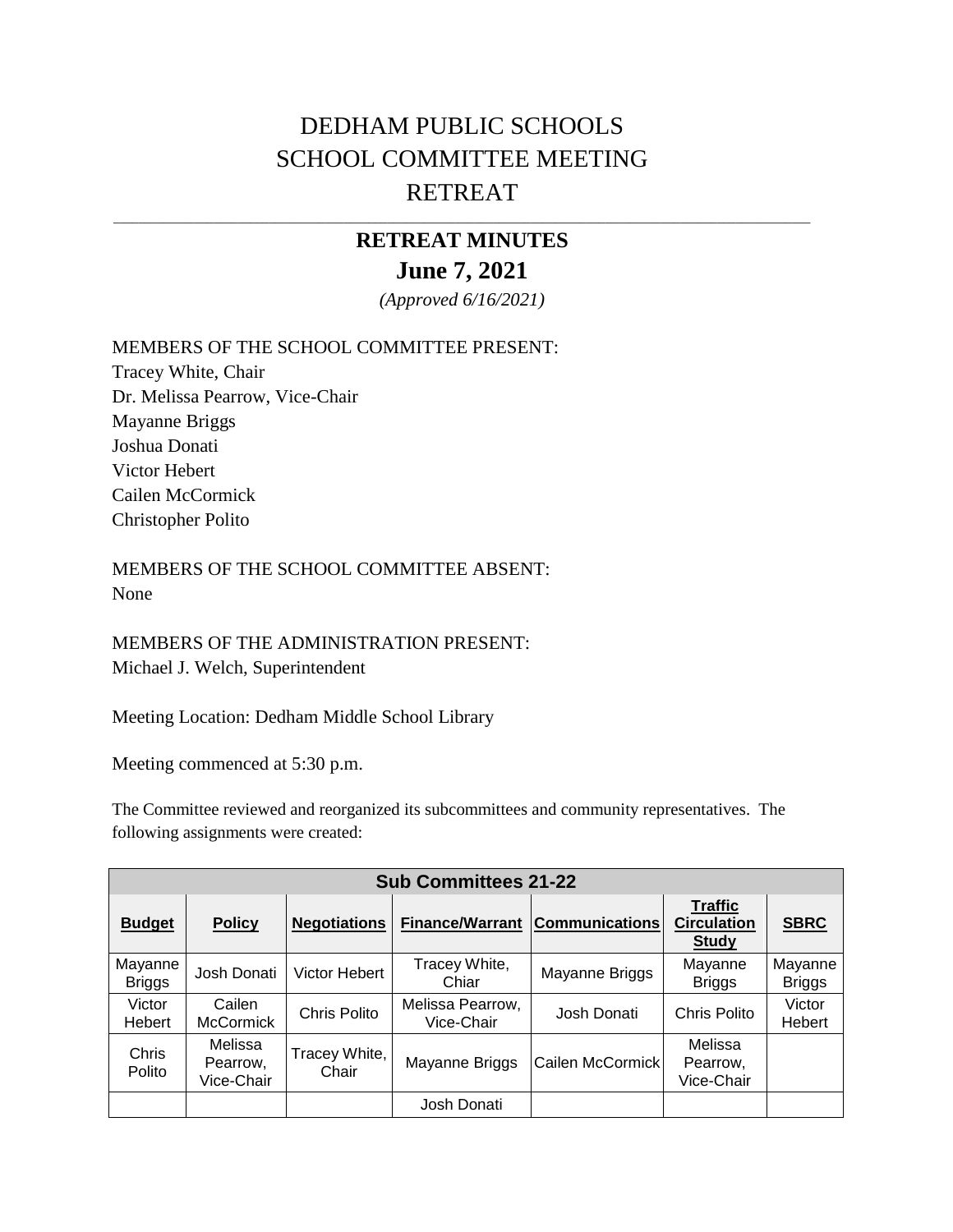# DEDHAM PUBLIC SCHOOLS
# SCHOOL COMMITTEE MEETING
# RETREAT

---

## RETREAT MINUTES
## June 7, 2021

*(Approved 6/16/2021)*

MEMBERS OF THE SCHOOL COMMITTEE PRESENT:
Tracey White, Chair
Dr. Melissa Pearrow, Vice-Chair
Mayanne Briggs
Joshua Donati
Victor Hebert
Cailen McCormick
Christopher Polito

MEMBERS OF THE SCHOOL COMMITTEE ABSENT:
None

MEMBERS OF THE ADMINISTRATION PRESENT:
Michael J. Welch, Superintendent

Meeting Location: Dedham Middle School Library

Meeting commenced at 5:30 p.m.

The Committee reviewed and reorganized its subcommittees and community representatives. The following assignments were created:

| Sub Committees 21-22 | | | | | | |
|---|---|---|---|---|---|---|
| **Budget** | **Policy** | **Negotiations** | **Finance/Warrant** | **Communications** | **Traffic Circulation Study** | **SBRC** |
| Mayanne Briggs | Josh Donati | Victor Hebert | Tracey White, Chiar | Mayanne Briggs | Mayanne Briggs | Mayanne Briggs |
| Victor Hebert | Cailen McCormick | Chris Polito | Melissa Pearrow, Vice-Chair | Josh Donati | Chris Polito | Victor Hebert |
| Chris Polito | Melissa Pearrow, Vice-Chair | Tracey White, Chair | Mayanne Briggs | Cailen McCormick | Melissa Pearrow, Vice-Chair | |
| | | | Josh Donati | | | |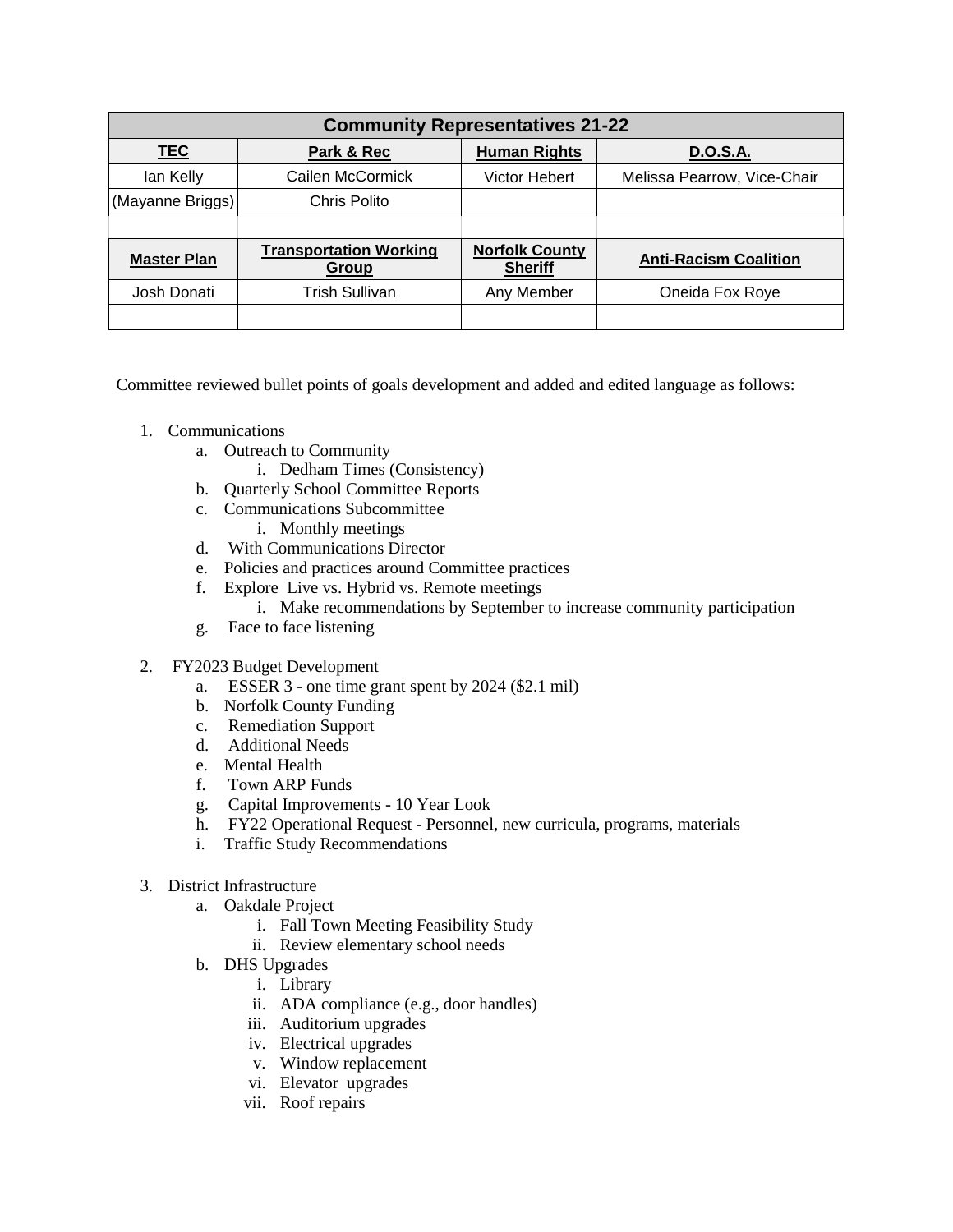| Community Representatives 21-22 | | | |
|---|---|---|---|
| **TEC** | **Park & Rec** | **Human Rights** | **D.O.S.A.** |
| Ian Kelly | Cailen McCormick | Victor Hebert | Melissa Pearrow, Vice-Chair |
| (Mayanne Briggs) | Chris Polito | | |
| | | | |
| **Master Plan** | **Transportation Working Group** | **Norfolk County Sheriff** | **Anti-Racism Coalition** |
| Josh Donati | Trish Sullivan | Any Member | Oneida Fox Roye |
| | | | |

Committee reviewed bullet points of goals development and added and edited language as follows:

1. Communications
   a. Outreach to Community
      i. Dedham Times (Consistency)
   b. Quarterly School Committee Reports
   c. Communications Subcommittee
      i. Monthly meetings
   d. With Communications Director
   e. Policies and practices around Committee practices
   f. Explore Live vs. Hybrid vs. Remote meetings
      i. Make recommendations by September to increase community participation
   g. Face to face listening

2. FY2023 Budget Development
   a. ESSER 3 - one time grant spent by 2024 ($2.1 mil)
   b. Norfolk County Funding
   c. Remediation Support
   d. Additional Needs
   e. Mental Health
   f. Town ARP Funds
   g. Capital Improvements - 10 Year Look
   h. FY22 Operational Request - Personnel, new curricula, programs, materials
   i. Traffic Study Recommendations

3. District Infrastructure
   a. Oakdale Project
      i. Fall Town Meeting Feasibility Study
      ii. Review elementary school needs
   b. DHS Upgrades
      i. Library
      ii. ADA compliance (e.g., door handles)
      iii. Auditorium upgrades
      iv. Electrical upgrades
      v. Window replacement
      vi. Elevator upgrades
      vii. Roof repairs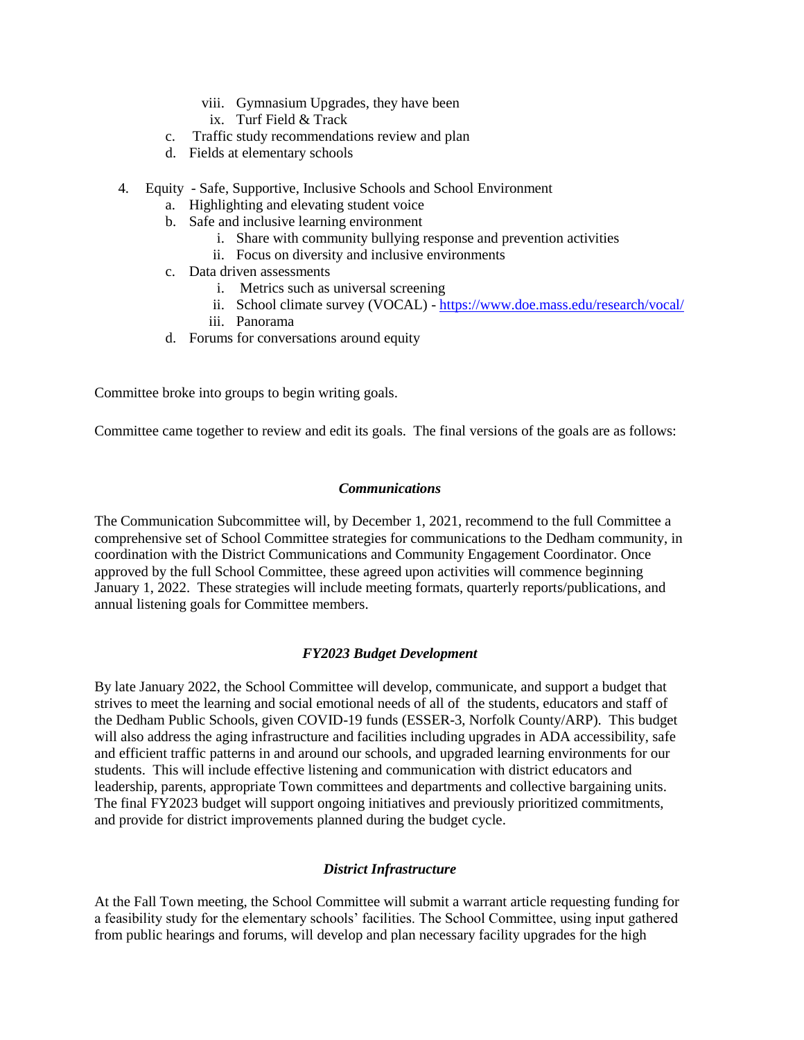viii. Gymnasium Upgrades, they have been
ix. Turf Field & Track

c. Traffic study recommendations review and plan
d. Fields at elementary schools

4. Equity - Safe, Supportive, Inclusive Schools and School Environment
   a. Highlighting and elevating student voice
   b. Safe and inclusive learning environment
      i. Share with community bullying response and prevention activities
      ii. Focus on diversity and inclusive environments
   c. Data driven assessments
      i. Metrics such as universal screening
      ii. School climate survey (VOCAL) - [https://www.doe.mass.edu/research/vocal/](https://www.doe.mass.edu/research/vocal/)
      iii. Panorama
   d. Forums for conversations around equity

Committee broke into groups to begin writing goals.

Committee came together to review and edit its goals. The final versions of the goals are as follows:

***Communications***

The Communication Subcommittee will, by December 1, 2021, recommend to the full Committee a comprehensive set of School Committee strategies for communications to the Dedham community, in coordination with the District Communications and Community Engagement Coordinator. Once approved by the full School Committee, these agreed upon activities will commence beginning January 1, 2022. These strategies will include meeting formats, quarterly reports/publications, and annual listening goals for Committee members.

***FY2023 Budget Development***

By late January 2022, the School Committee will develop, communicate, and support a budget that strives to meet the learning and social emotional needs of all of the students, educators and staff of the Dedham Public Schools, given COVID-19 funds (ESSER-3, Norfolk County/ARP). This budget will also address the aging infrastructure and facilities including upgrades in ADA accessibility, safe and efficient traffic patterns in and around our schools, and upgraded learning environments for our students. This will include effective listening and communication with district educators and leadership, parents, appropriate Town committees and departments and collective bargaining units. The final FY2023 budget will support ongoing initiatives and previously prioritized commitments, and provide for district improvements planned during the budget cycle.

***District Infrastructure***

At the Fall Town meeting, the School Committee will submit a warrant article requesting funding for a feasibility study for the elementary schools' facilities. The School Committee, using input gathered from public hearings and forums, will develop and plan necessary facility upgrades for the high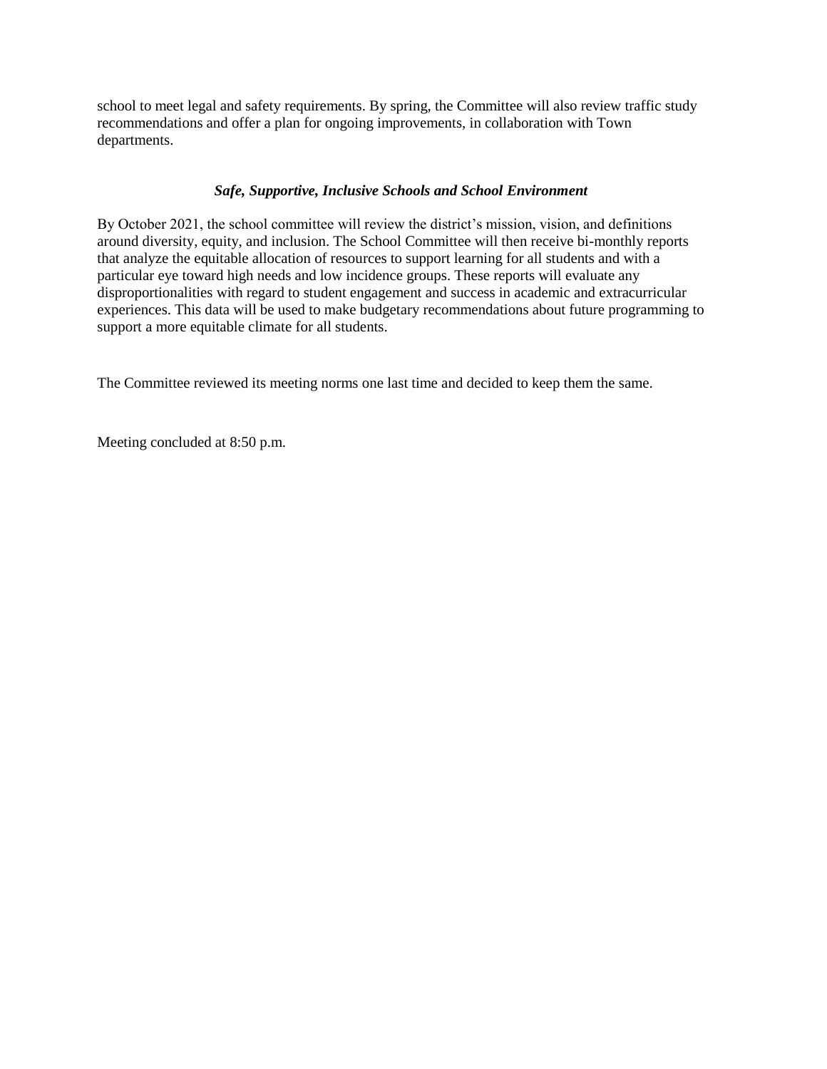school to meet legal and safety requirements. By spring, the Committee will also review traffic study recommendations and offer a plan for ongoing improvements, in collaboration with Town departments.

***Safe, Supportive, Inclusive Schools and School Environment***

By October 2021, the school committee will review the district's mission, vision, and definitions around diversity, equity, and inclusion. The School Committee will then receive bi-monthly reports that analyze the equitable allocation of resources to support learning for all students and with a particular eye toward high needs and low incidence groups. These reports will evaluate any disproportionalities with regard to student engagement and success in academic and extracurricular experiences. This data will be used to make budgetary recommendations about future programming to support a more equitable climate for all students.

The Committee reviewed its meeting norms one last time and decided to keep them the same.

Meeting concluded at 8:50 p.m.